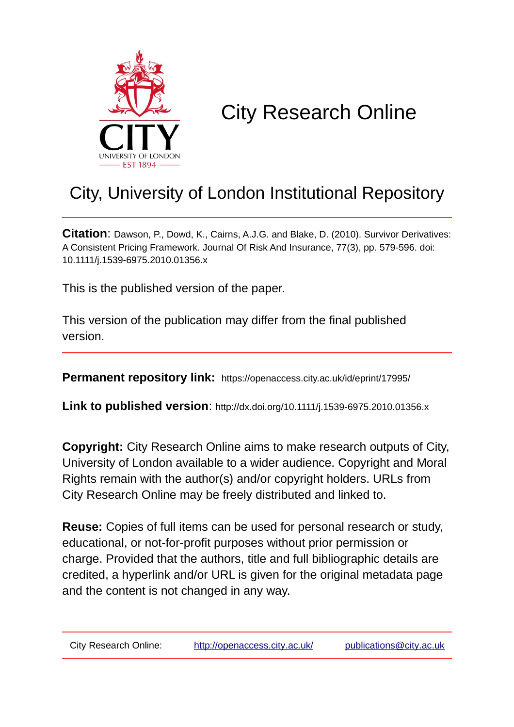# City Research Online

## City, University of London Institutional Repository

**Citation**: Dawson, P., Dowd, K., Cairns, A.J.G. and Blake, D. (2010). Survivor Derivatives: A Consistent Pricing Framework. Journal Of Risk And Insurance, 77(3), pp. 579-596. doi: 10.1111/j.1539-6975.2010.01356.x

This is the published version of the paper.

This version of the publication may differ from the final published version.

**Permanent repository link:** https://openaccess.city.ac.uk/id/eprint/17995/

**Link to published version**: http://dx.doi.org/10.1111/j.1539-6975.2010.01356.x

**Copyright:** City Research Online aims to make research outputs of City, University of London available to a wider audience. Copyright and Moral Rights remain with the author(s) and/or copyright holders. URLs from City Research Online may be freely distributed and linked to.

**Reuse:** Copies of full items can be used for personal research or study, educational, or not-for-profit purposes without prior permission or charge. Provided that the authors, title and full bibliographic details are credited, a hyperlink and/or URL is given for the original metadata page and the content is not changed in any way.

City Research Online: http://openaccess.city.ac.uk/ publications@city.ac.uk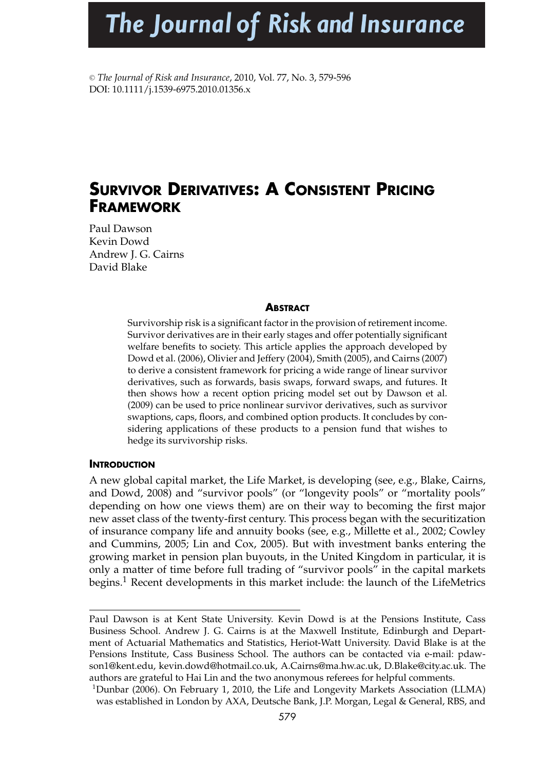# The Journal of Risk and Insurance

© *The Journal of Risk and Insurance*, 2010, Vol. 77, No. 3, 579-596
DOI: 10.1111/j.1539-6975.2010.01356.x

# Survivor Derivatives: A Consistent Pricing Framework

Paul Dawson
Kevin Dowd
Andrew J. G. Cairns
David Blake

## Abstract

Survivorship risk is a significant factor in the provision of retirement income. Survivor derivatives are in their early stages and offer potentially significant welfare benefits to society. This article applies the approach developed by Dowd et al. (2006), Olivier and Jeffery (2004), Smith (2005), and Cairns (2007) to derive a consistent framework for pricing a wide range of linear survivor derivatives, such as forwards, basis swaps, forward swaps, and futures. It then shows how a recent option pricing model set out by Dawson et al. (2009) can be used to price nonlinear survivor derivatives, such as survivor swaptions, caps, floors, and combined option products. It concludes by considering applications of these products to a pension fund that wishes to hedge its survivorship risks.

## Introduction

A new global capital market, the Life Market, is developing (see, e.g., Blake, Cairns, and Dowd, 2008) and "survivor pools" (or "longevity pools" or "mortality pools" depending on how one views them) are on their way to becoming the first major new asset class of the twenty-first century. This process began with the securitization of insurance company life and annuity books (see, e.g., Millette et al., 2002; Cowley and Cummins, 2005; Lin and Cox, 2005). But with investment banks entering the growing market in pension plan buyouts, in the United Kingdom in particular, it is only a matter of time before full trading of "survivor pools" in the capital markets begins.[1] Recent developments in this market include: the launch of the LifeMetrics

---

Paul Dawson is at Kent State University. Kevin Dowd is at the Pensions Institute, Cass Business School. Andrew J. G. Cairns is at the Maxwell Institute, Edinburgh and Department of Actuarial Mathematics and Statistics, Heriot-Watt University. David Blake is at the Pensions Institute, Cass Business School. The authors can be contacted via e-mail: pdawson1@kent.edu, kevin.dowd@hotmail.co.uk, A.Cairns@ma.hw.ac.uk, D.Blake@city.ac.uk. The authors are grateful to Hai Lin and the two anonymous referees for helpful comments.

[1] Dunbar (2006). On February 1, 2010, the Life and Longevity Markets Association (LLMA) was established in London by AXA, Deutsche Bank, J.P. Morgan, Legal & General, RBS, and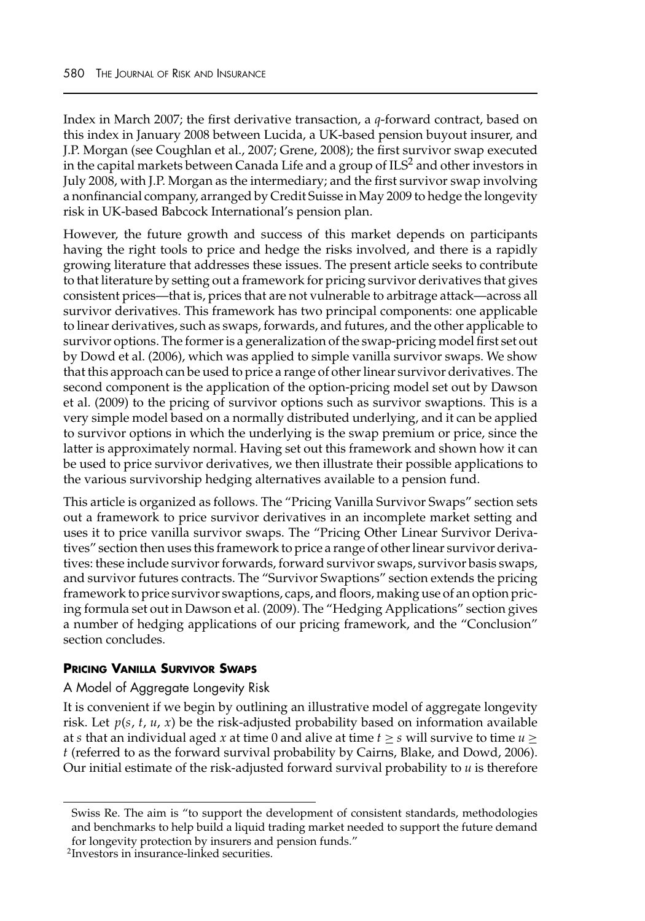Index in March 2007; the first derivative transaction, a $q$-forward contract, based on this index in January 2008 between Lucida, a UK-based pension buyout insurer, and J.P. Morgan (see Coughlan et al., 2007; Grene, 2008); the first survivor swap executed in the capital markets between Canada Life and a group of ILS[2] and other investors in July 2008, with J.P. Morgan as the intermediary; and the first survivor swap involving a nonfinancial company, arranged by Credit Suisse in May 2009 to hedge the longevity risk in UK-based Babcock International's pension plan.

However, the future growth and success of this market depends on participants having the right tools to price and hedge the risks involved, and there is a rapidly growing literature that addresses these issues. The present article seeks to contribute to that literature by setting out a framework for pricing survivor derivatives that gives consistent prices—that is, prices that are not vulnerable to arbitrage attack—across all survivor derivatives. This framework has two principal components: one applicable to linear derivatives, such as swaps, forwards, and futures, and the other applicable to survivor options. The former is a generalization of the swap-pricing model first set out by Dowd et al. (2006), which was applied to simple vanilla survivor swaps. We show that this approach can be used to price a range of other linear survivor derivatives. The second component is the application of the option-pricing model set out by Dawson et al. (2009) to the pricing of survivor options such as survivor swaptions. This is a very simple model based on a normally distributed underlying, and it can be applied to survivor options in which the underlying is the swap premium or price, since the latter is approximately normal. Having set out this framework and shown how it can be used to price survivor derivatives, we then illustrate their possible applications to the various survivorship hedging alternatives available to a pension fund.

This article is organized as follows. The "Pricing Vanilla Survivor Swaps" section sets out a framework to price survivor derivatives in an incomplete market setting and uses it to price vanilla survivor swaps. The "Pricing Other Linear Survivor Derivatives" section then uses this framework to price a range of other linear survivor derivatives: these include survivor forwards, forward survivor swaps, survivor basis swaps, and survivor futures contracts. The "Survivor Swaptions" section extends the pricing framework to price survivor swaptions, caps, and floors, making use of an option pricing formula set out in Dawson et al. (2009). The "Hedging Applications" section gives a number of hedging applications of our pricing framework, and the "Conclusion" section concludes.

## Pricing Vanilla Survivor Swaps

### A Model of Aggregate Longevity Risk

It is convenient if we begin by outlining an illustrative model of aggregate longevity risk. Let $p(s, t, u, x)$ be the risk-adjusted probability based on information available at $s$ that an individual aged $x$ at time 0 and alive at time $t \geq s$ will survive to time $u \geq t$ (referred to as the forward survival probability by Cairns, Blake, and Dowd, 2006). Our initial estimate of the risk-adjusted forward survival probability to $u$ is therefore

---

Swiss Re. The aim is "to support the development of consistent standards, methodologies and benchmarks to help build a liquid trading market needed to support the future demand for longevity protection by insurers and pension funds."

[2]Investors in insurance-linked securities.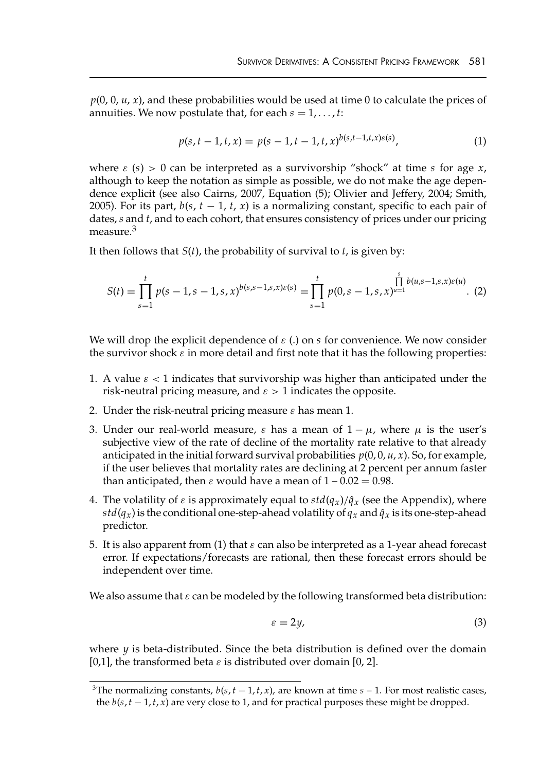$p(0, 0, u, x)$, and these probabilities would be used at time 0 to calculate the prices of annuities. We now postulate that, for each $s = 1, \ldots, t$:

$$p(s, t-1, t, x) = p(s-1, t-1, t, x)^{b(s,t-1,t,x)\varepsilon(s)}, \tag{1}$$

where $\varepsilon(s) > 0$ can be interpreted as a survivorship "shock" at time $s$ for age $x$, although to keep the notation as simple as possible, we do not make the age dependence explicit (see also Cairns, 2007, Equation (5); Olivier and Jeffery, 2004; Smith, 2005). For its part, $b(s, t-1, t, x)$ is a normalizing constant, specific to each pair of dates, $s$ and $t$, and to each cohort, that ensures consistency of prices under our pricing measure.[3]

It then follows that $S(t)$, the probability of survival to $t$, is given by:

$$S(t) = \prod_{s=1}^{t} p(s-1, s-1, s, x)^{b(s,s-1,s,x)\varepsilon(s)} = \prod_{s=1}^{t} p(0, s-1, s, x)^{\prod_{u=1}^{s} b(u,s-1,s,x)\varepsilon(u)}. \tag{2}$$

We will drop the explicit dependence of $\varepsilon(.)$ on $s$ for convenience. We now consider the survivor shock $\varepsilon$ in more detail and first note that it has the following properties:

1. A value $\varepsilon < 1$ indicates that survivorship was higher than anticipated under the risk-neutral pricing measure, and $\varepsilon > 1$ indicates the opposite.
2. Under the risk-neutral pricing measure $\varepsilon$ has mean 1.
3. Under our real-world measure, $\varepsilon$ has a mean of $1 - \mu$, where $\mu$ is the user's subjective view of the rate of decline of the mortality rate relative to that already anticipated in the initial forward survival probabilities $p(0, 0, u, x)$. So, for example, if the user believes that mortality rates are declining at 2 percent per annum faster than anticipated, then $\varepsilon$ would have a mean of $1 - 0.02 = 0.98$.
4. The volatility of $\varepsilon$ is approximately equal to $std(q_x)/\hat{q}_x$ (see the Appendix), where $std(q_x)$ is the conditional one-step-ahead volatility of $q_x$ and $\hat{q}_x$ is its one-step-ahead predictor.
5. It is also apparent from (1) that $\varepsilon$ can also be interpreted as a 1-year ahead forecast error. If expectations/forecasts are rational, then these forecast errors should be independent over time.

We also assume that $\varepsilon$ can be modeled by the following transformed beta distribution:

$$\varepsilon = 2y, \tag{3}$$

where $y$ is beta-distributed. Since the beta distribution is defined over the domain [0,1], the transformed beta $\varepsilon$ is distributed over domain [0, 2].

[3] The normalizing constants, $b(s, t-1, t, x)$, are known at time $s - 1$. For most realistic cases, the $b(s, t-1, t, x)$ are very close to 1, and for practical purposes these might be dropped.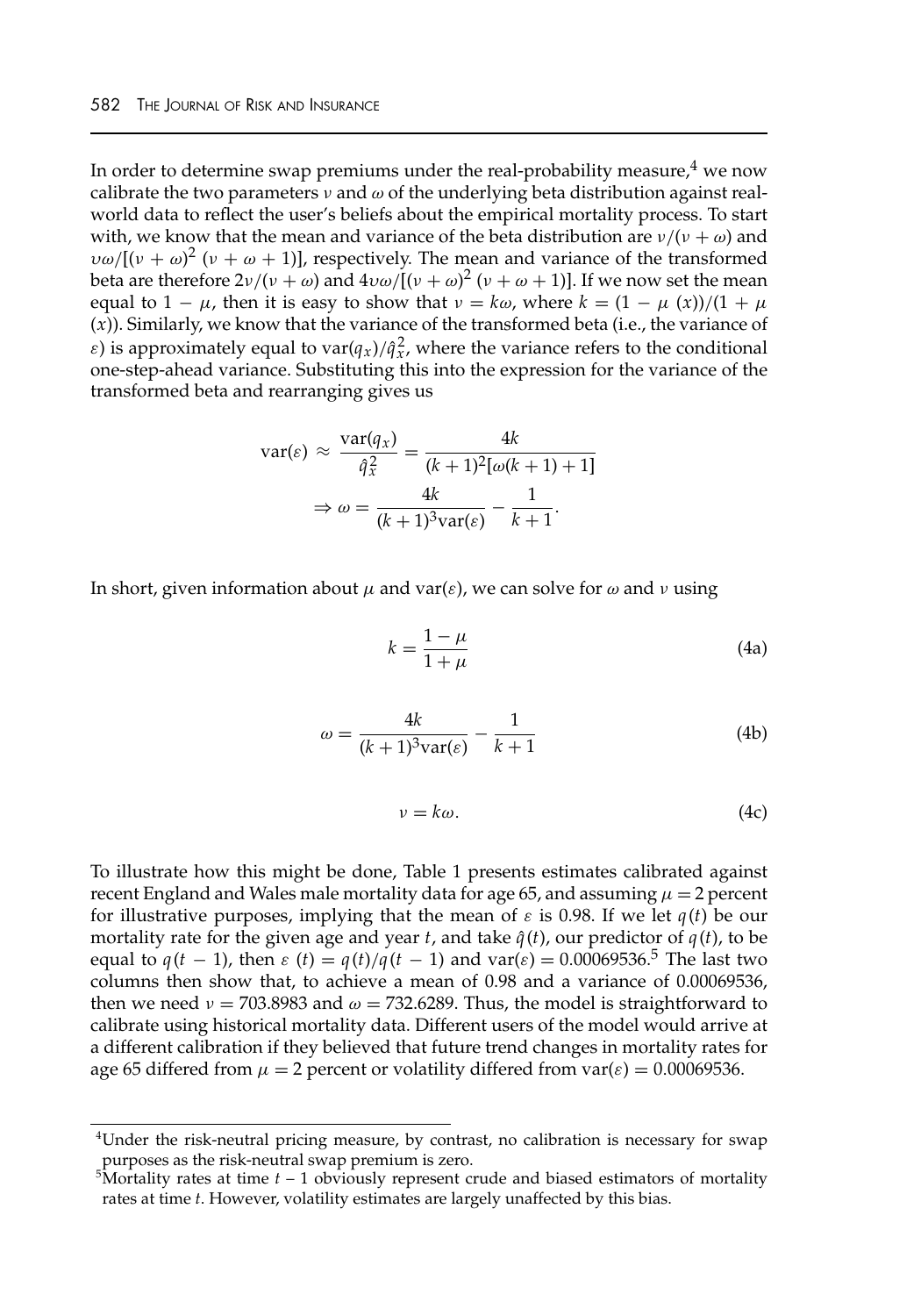In order to determine swap premiums under the real-probability measure,[4] we now calibrate the two parameters $\nu$ and $\omega$ of the underlying beta distribution against real-world data to reflect the user's beliefs about the empirical mortality process. To start with, we know that the mean and variance of the beta distribution are $\nu/(\nu + \omega)$ and $\upsilon\omega/[(\nu + \omega)^2 (\nu + \omega + 1)]$, respectively. The mean and variance of the transformed beta are therefore $2\nu/(\nu + \omega)$ and $4\upsilon\omega/[(\nu + \omega)^2 (\nu + \omega + 1)]$. If we now set the mean equal to $1 - \mu$, then it is easy to show that $\nu = k\omega$, where $k = (1 - \mu(x))/(1 + \mu(x))$. Similarly, we know that the variance of the transformed beta (i.e., the variance of $\varepsilon$) is approximately equal to $\text{var}(q_x)/\hat{q}_x^2$, where the variance refers to the conditional one-step-ahead variance. Substituting this into the expression for the variance of the transformed beta and rearranging gives us

$$\text{var}(\varepsilon) \approx \frac{\text{var}(q_x)}{\hat{q}_x^2} = \frac{4k}{(k+1)^2[\omega(k+1)+1]}$$

$$\Rightarrow \omega = \frac{4k}{(k+1)^3 \text{var}(\varepsilon)} - \frac{1}{k+1}.$$

In short, given information about $\mu$ and $\text{var}(\varepsilon)$, we can solve for $\omega$ and $\nu$ using

$$k = \frac{1-\mu}{1+\mu} \tag{4a}$$

$$\omega = \frac{4k}{(k+1)^3 \text{var}(\varepsilon)} - \frac{1}{k+1} \tag{4b}$$

$$\nu = k\omega. \tag{4c}$$

To illustrate how this might be done, Table 1 presents estimates calibrated against recent England and Wales male mortality data for age 65, and assuming $\mu = 2$ percent for illustrative purposes, implying that the mean of $\varepsilon$ is 0.98. If we let $q(t)$ be our mortality rate for the given age and year $t$, and take $\hat{q}(t)$, our predictor of $q(t)$, to be equal to $q(t-1)$, then $\varepsilon(t) = q(t)/q(t-1)$ and $\text{var}(\varepsilon) = 0.00069536$.[5] The last two columns then show that, to achieve a mean of 0.98 and a variance of 0.00069536, then we need $\nu = 703.8983$ and $\omega = 732.6289$. Thus, the model is straightforward to calibrate using historical mortality data. Different users of the model would arrive at a different calibration if they believed that future trend changes in mortality rates for age 65 differed from $\mu = 2$ percent or volatility differed from $\text{var}(\varepsilon) = 0.00069536$.

---

[4] Under the risk-neutral pricing measure, by contrast, no calibration is necessary for swap purposes as the risk-neutral swap premium is zero.

[5] Mortality rates at time $t-1$ obviously represent crude and biased estimators of mortality rates at time $t$. However, volatility estimates are largely unaffected by this bias.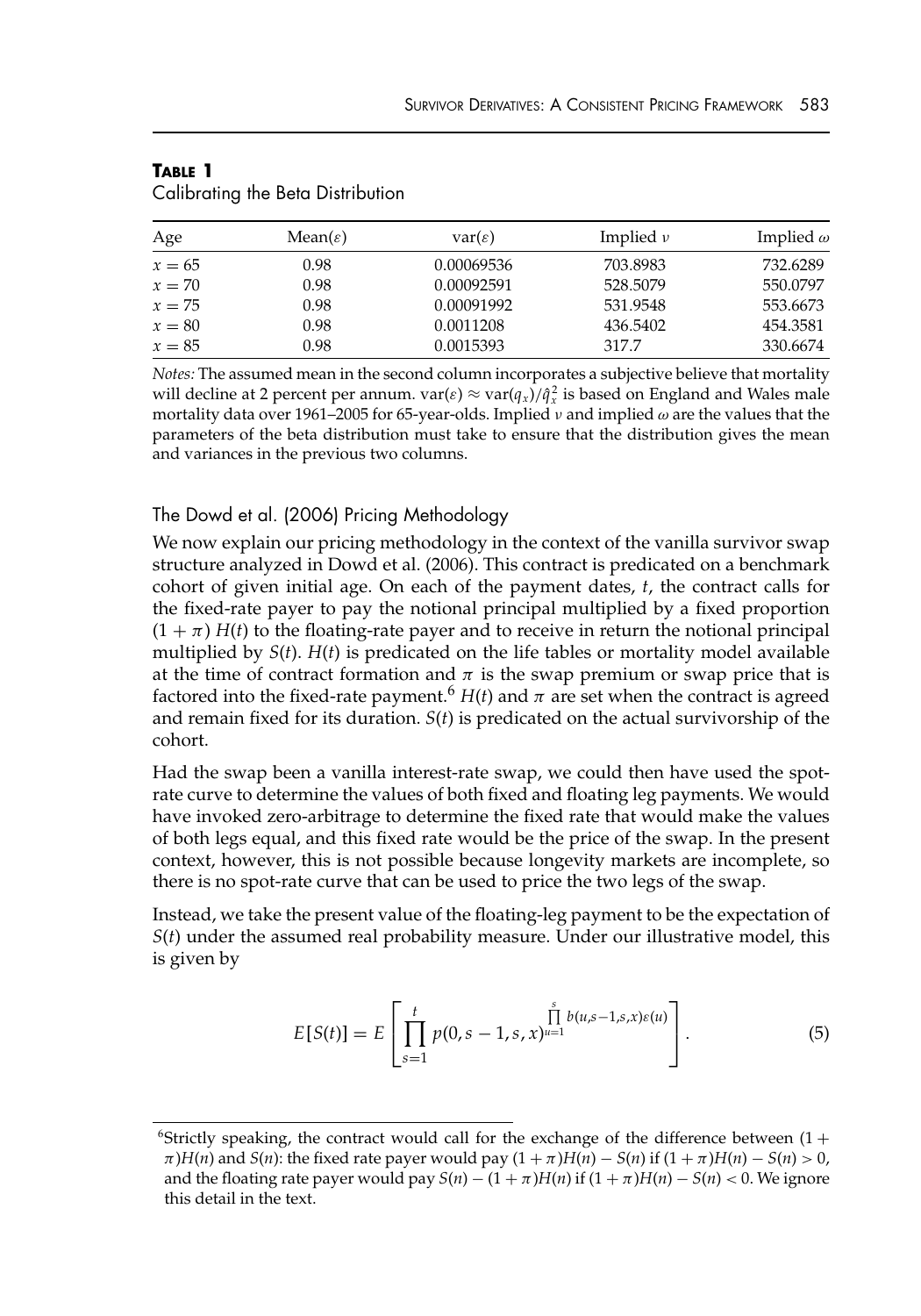**Table 1**
Calibrating the Beta Distribution

| Age | Mean($\varepsilon$) | var($\varepsilon$) | Implied $\nu$ | Implied $\omega$ |
|---|---|---|---|---|
| $x = 65$ | 0.98 | 0.00069536 | 703.8983 | 732.6289 |
| $x = 70$ | 0.98 | 0.00092591 | 528.5079 | 550.0797 |
| $x = 75$ | 0.98 | 0.00091992 | 531.9548 | 553.6673 |
| $x = 80$ | 0.98 | 0.0011208 | 436.5402 | 454.3581 |
| $x = 85$ | 0.98 | 0.0015393 | 317.7 | 330.6674 |

*Notes:* The assumed mean in the second column incorporates a subjective believe that mortality will decline at 2 percent per annum. $\text{var}(\varepsilon) \approx \text{var}(q_x)/\hat{q}_x^2$ is based on England and Wales male mortality data over 1961–2005 for 65-year-olds. Implied $\nu$ and implied $\omega$ are the values that the parameters of the beta distribution must take to ensure that the distribution gives the mean and variances in the previous two columns.

## The Dowd et al. (2006) Pricing Methodology

We now explain our pricing methodology in the context of the vanilla survivor swap structure analyzed in Dowd et al. (2006). This contract is predicated on a benchmark cohort of given initial age. On each of the payment dates, $t$, the contract calls for the fixed-rate payer to pay the notional principal multiplied by a fixed proportion $(1 + \pi)\, H(t)$ to the floating-rate payer and to receive in return the notional principal multiplied by $S(t)$. $H(t)$ is predicated on the life tables or mortality model available at the time of contract formation and $\pi$ is the swap premium or swap price that is factored into the fixed-rate payment.[6] $H(t)$ and $\pi$ are set when the contract is agreed and remain fixed for its duration. $S(t)$ is predicated on the actual survivorship of the cohort.

Had the swap been a vanilla interest-rate swap, we could then have used the spot-rate curve to determine the values of both fixed and floating leg payments. We would have invoked zero-arbitrage to determine the fixed rate that would make the values of both legs equal, and this fixed rate would be the price of the swap. In the present context, however, this is not possible because longevity markets are incomplete, so there is no spot-rate curve that can be used to price the two legs of the swap.

Instead, we take the present value of the floating-leg payment to be the expectation of $S(t)$ under the assumed real probability measure. Under our illustrative model, this is given by

$$E[S(t)] = E\left[\prod_{s=1}^{t} p(0, s-1, s, x)^{\prod_{u=1}^{s} b(u,s-1,s,x)\varepsilon(u)}\right]. \tag{5}$$

[6] Strictly speaking, the contract would call for the exchange of the difference between $(1 + \pi)H(n)$ and $S(n)$: the fixed rate payer would pay $(1 + \pi)H(n) - S(n)$ if $(1 + \pi)H(n) - S(n) > 0$, and the floating rate payer would pay $S(n) - (1 + \pi)H(n)$ if $(1 + \pi)H(n) - S(n) < 0$. We ignore this detail in the text.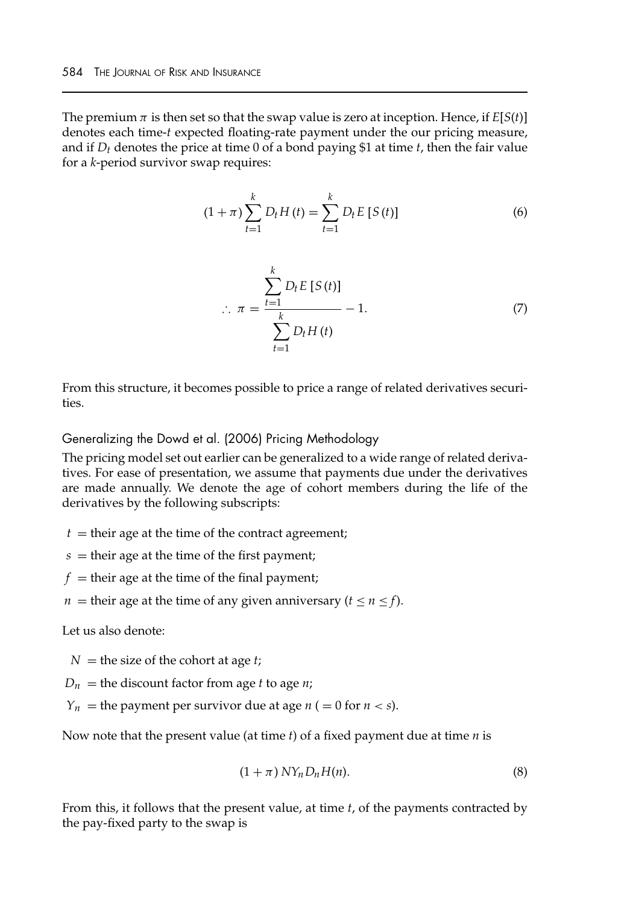The premium $\pi$ is then set so that the swap value is zero at inception. Hence, if $E[S(t)]$ denotes each time-$t$ expected floating-rate payment under the our pricing measure, and if $D_t$ denotes the price at time 0 of a bond paying \$1 at time $t$, then the fair value for a $k$-period survivor swap requires:

$$(1+\pi)\sum_{t=1}^{k} D_t H(t) = \sum_{t=1}^{k} D_t E[S(t)] \tag{6}$$

$$\therefore\ \pi = \frac{\sum_{t=1}^{k} D_t E[S(t)]}{\sum_{t=1}^{k} D_t H(t)} - 1. \tag{7}$$

From this structure, it becomes possible to price a range of related derivatives securities.

### Generalizing the Dowd et al. (2006) Pricing Methodology

The pricing model set out earlier can be generalized to a wide range of related derivatives. For ease of presentation, we assume that payments due under the derivatives are made annually. We denote the age of cohort members during the life of the derivatives by the following subscripts:

- $t$ = their age at the time of the contract agreement;
- $s$ = their age at the time of the first payment;
- $f$ = their age at the time of the final payment;
- $n$ = their age at the time of any given anniversary ($t \leq n \leq f$).

Let us also denote:

- $N$ = the size of the cohort at age $t$;
- $D_n$ = the discount factor from age $t$ to age $n$;
- $Y_n$ = the payment per survivor due at age $n$ ( = 0 for $n < s$).

Now note that the present value (at time $t$) of a fixed payment due at time $n$ is

$$(1+\pi)\, N Y_n D_n H(n). \tag{8}$$

From this, it follows that the present value, at time $t$, of the payments contracted by the pay-fixed party to the swap is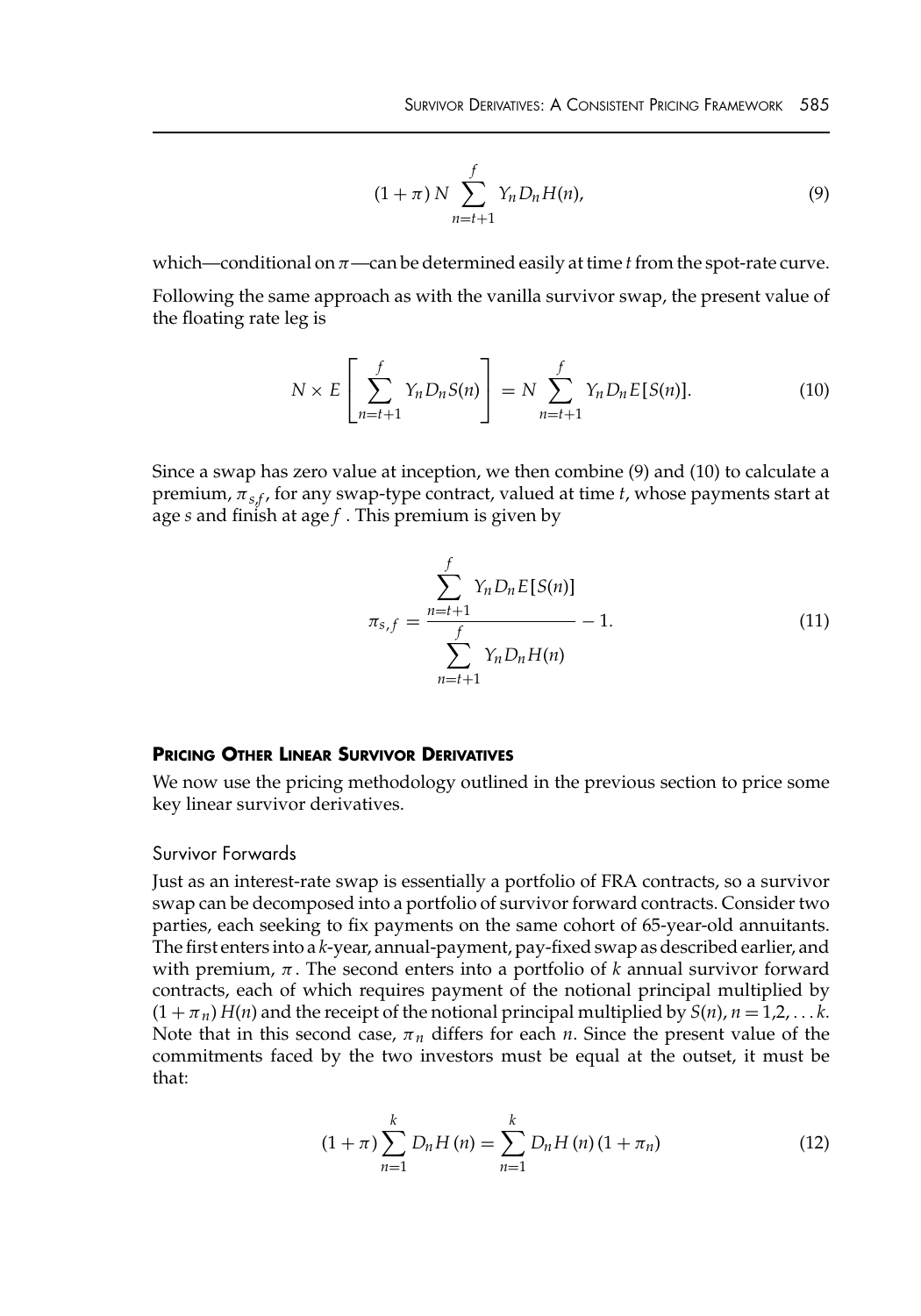$$(1+\pi)\, N \sum_{n=t+1}^{f} Y_n D_n H(n), \tag{9}$$

which—conditional on $\pi$—can be determined easily at time $t$ from the spot-rate curve.

Following the same approach as with the vanilla survivor swap, the present value of the floating rate leg is

$$N \times E\left[\sum_{n=t+1}^{f} Y_n D_n S(n)\right] = N \sum_{n=t+1}^{f} Y_n D_n E[S(n)]. \tag{10}$$

Since a swap has zero value at inception, we then combine (9) and (10) to calculate a premium, $\pi_{s,f}$, for any swap-type contract, valued at time $t$, whose payments start at age $s$ and finish at age $f$. This premium is given by

$$\pi_{s,f} = \frac{\sum_{n=t+1}^{f} Y_n D_n E[S(n)]}{\sum_{n=t+1}^{f} Y_n D_n H(n)} - 1. \tag{11}$$

## Pricing Other Linear Survivor Derivatives

We now use the pricing methodology outlined in the previous section to price some key linear survivor derivatives.

### Survivor Forwards

Just as an interest-rate swap is essentially a portfolio of FRA contracts, so a survivor swap can be decomposed into a portfolio of survivor forward contracts. Consider two parties, each seeking to fix payments on the same cohort of 65-year-old annuitants. The first enters into a $k$-year, annual-payment, pay-fixed swap as described earlier, and with premium, $\pi$. The second enters into a portfolio of $k$ annual survivor forward contracts, each of which requires payment of the notional principal multiplied by $(1+\pi_n)\,H(n)$ and the receipt of the notional principal multiplied by $S(n)$, $n = 1,2,\ldots k$. Note that in this second case, $\pi_n$ differs for each $n$. Since the present value of the commitments faced by the two investors must be equal at the outset, it must be that:

$$(1+\pi)\sum_{n=1}^{k} D_n H(n) = \sum_{n=1}^{k} D_n H(n)\,(1+\pi_n) \tag{12}$$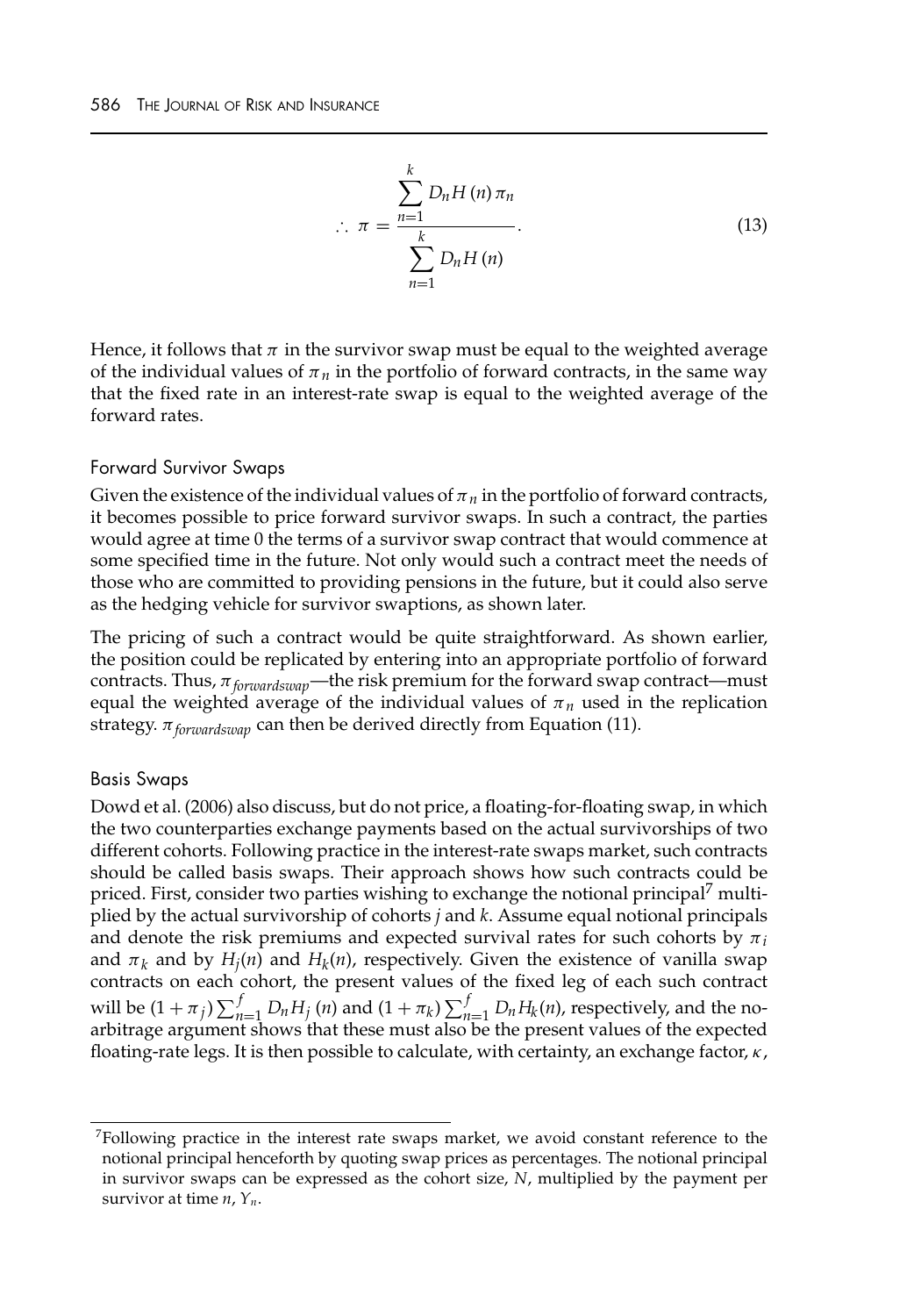$$\therefore\ \pi = \frac{\sum_{n=1}^{k} D_n H(n)\, \pi_n}{\sum_{n=1}^{k} D_n H(n)}. \tag{13}$$

Hence, it follows that $\pi$ in the survivor swap must be equal to the weighted average of the individual values of $\pi_n$ in the portfolio of forward contracts, in the same way that the fixed rate in an interest-rate swap is equal to the weighted average of the forward rates.

### Forward Survivor Swaps

Given the existence of the individual values of $\pi_n$ in the portfolio of forward contracts, it becomes possible to price forward survivor swaps. In such a contract, the parties would agree at time 0 the terms of a survivor swap contract that would commence at some specified time in the future. Not only would such a contract meet the needs of those who are committed to providing pensions in the future, but it could also serve as the hedging vehicle for survivor swaptions, as shown later.

The pricing of such a contract would be quite straightforward. As shown earlier, the position could be replicated by entering into an appropriate portfolio of forward contracts. Thus, $\pi_{forwardswap}$—the risk premium for the forward swap contract—must equal the weighted average of the individual values of $\pi_n$ used in the replication strategy. $\pi_{forwardswap}$ can then be derived directly from Equation (11).

### Basis Swaps

Dowd et al. (2006) also discuss, but do not price, a floating-for-floating swap, in which the two counterparties exchange payments based on the actual survivorships of two different cohorts. Following practice in the interest-rate swaps market, such contracts should be called basis swaps. Their approach shows how such contracts could be priced. First, consider two parties wishing to exchange the notional principal[7] multiplied by the actual survivorship of cohorts $j$ and $k$. Assume equal notional principals and denote the risk premiums and expected survival rates for such cohorts by $\pi_i$ and $\pi_k$ and by $H_j(n)$ and $H_k(n)$, respectively. Given the existence of vanilla swap contracts on each cohort, the present values of the fixed leg of each such contract will be $(1 + \pi_j) \sum_{n=1}^{f} D_n H_j(n)$ and $(1 + \pi_k) \sum_{n=1}^{f} D_n H_k(n)$, respectively, and the no-arbitrage argument shows that these must also be the present values of the expected floating-rate legs. It is then possible to calculate, with certainty, an exchange factor, $\kappa$,

[7]Following practice in the interest rate swaps market, we avoid constant reference to the notional principal henceforth by quoting swap prices as percentages. The notional principal in survivor swaps can be expressed as the cohort size, $N$, multiplied by the payment per survivor at time $n$, $Y_n$.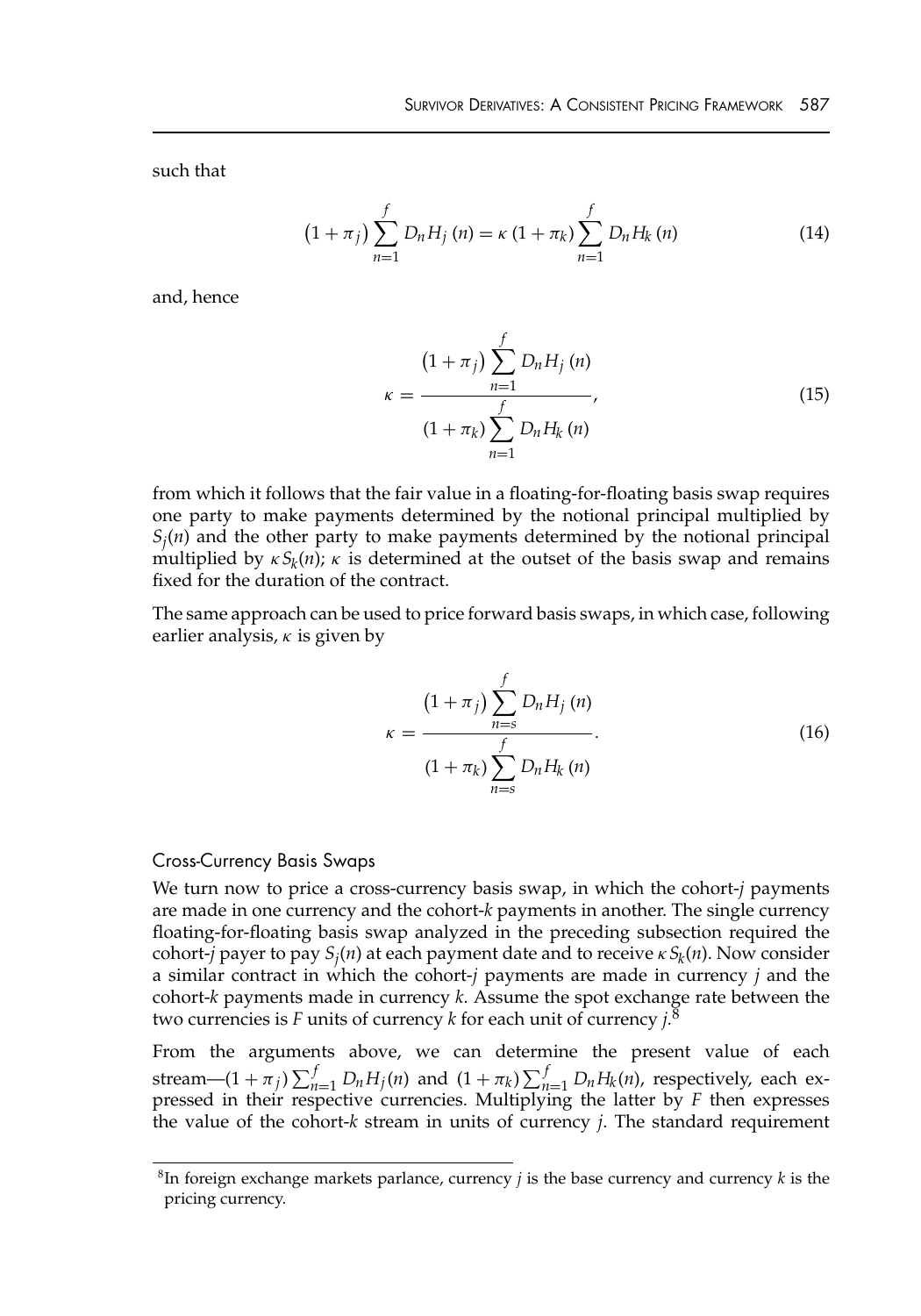such that

$$\left(1+\pi_{j}\right) \sum_{n=1}^{f} D_{n} H_{j}(n)=\kappa\left(1+\pi_{k}\right) \sum_{n=1}^{f} D_{n} H_{k}(n) \tag{14}$$

and, hence

$$\kappa=\frac{\left(1+\pi_{j}\right) \sum_{n=1}^{f} D_{n} H_{j}(n)}{\left(1+\pi_{k}\right) \sum_{n=1}^{f} D_{n} H_{k}(n)}, \tag{15}$$

from which it follows that the fair value in a floating-for-floating basis swap requires one party to make payments determined by the notional principal multiplied by $S_j(n)$ and the other party to make payments determined by the notional principal multiplied by $\kappa S_k(n)$; $\kappa$ is determined at the outset of the basis swap and remains fixed for the duration of the contract.

The same approach can be used to price forward basis swaps, in which case, following earlier analysis, $\kappa$ is given by

$$\kappa=\frac{\left(1+\pi_{j}\right) \sum_{n=s}^{f} D_{n} H_{j}(n)}{\left(1+\pi_{k}\right) \sum_{n=s}^{f} D_{n} H_{k}(n)}. \tag{16}$$

### Cross-Currency Basis Swaps

We turn now to price a cross-currency basis swap, in which the cohort-$j$ payments are made in one currency and the cohort-$k$ payments in another. The single currency floating-for-floating basis swap analyzed in the preceding subsection required the cohort-$j$ payer to pay $S_j(n)$ at each payment date and to receive $\kappa S_k(n)$. Now consider a similar contract in which the cohort-$j$ payments are made in currency $j$ and the cohort-$k$ payments made in currency $k$. Assume the spot exchange rate between the two currencies is $F$ units of currency $k$ for each unit of currency $j$.[8]

From the arguments above, we can determine the present value of each stream—$(1+\pi_j)\sum_{n=1}^{f} D_n H_j(n)$ and $(1+\pi_k)\sum_{n=1}^{f} D_n H_k(n)$, respectively, each expressed in their respective currencies. Multiplying the latter by $F$ then expresses the value of the cohort-$k$ stream in units of currency $j$. The standard requirement

[8] In foreign exchange markets parlance, currency $j$ is the base currency and currency $k$ is the pricing currency.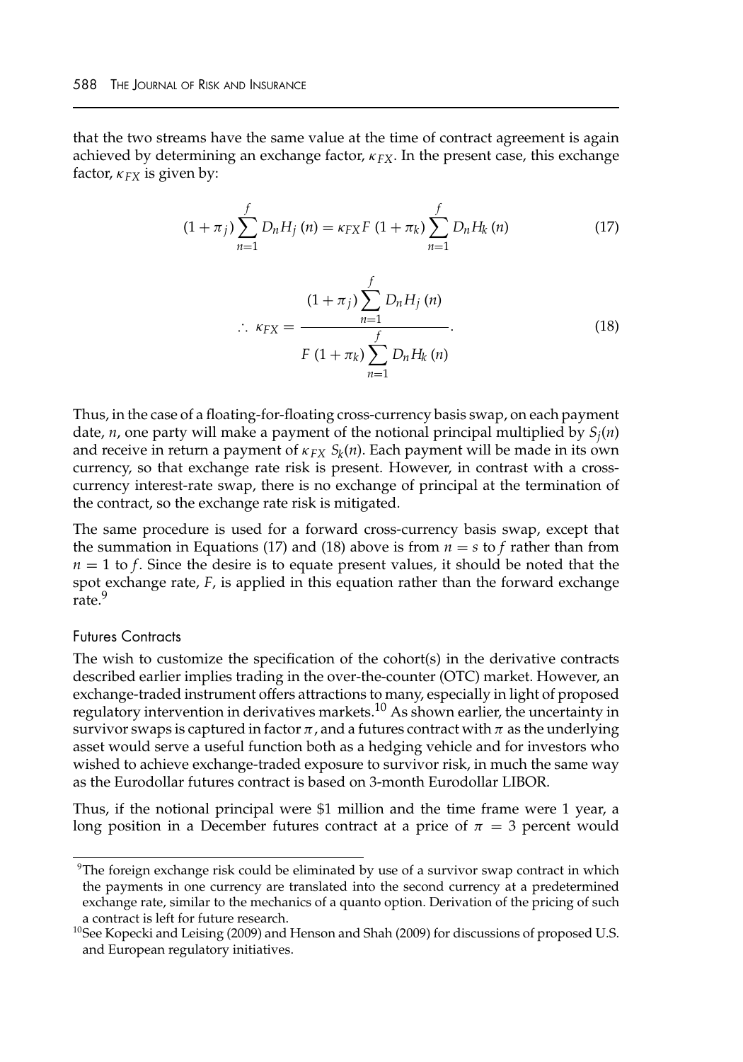that the two streams have the same value at the time of contract agreement is again achieved by determining an exchange factor, $\kappa_{FX}$. In the present case, this exchange factor, $\kappa_{FX}$ is given by:

$$(1+\pi_j)\sum_{n=1}^{f} D_n H_j(n) = \kappa_{FX} F\,(1+\pi_k)\sum_{n=1}^{f} D_n H_k(n) \tag{17}$$

$$\therefore\ \kappa_{FX} = \frac{(1+\pi_j)\sum_{n=1}^{f} D_n H_j(n)}{F\,(1+\pi_k)\sum_{n=1}^{f} D_n H_k(n)}. \tag{18}$$

Thus, in the case of a floating-for-floating cross-currency basis swap, on each payment date, $n$, one party will make a payment of the notional principal multiplied by $S_j(n)$ and receive in return a payment of $\kappa_{FX}\ S_k(n)$. Each payment will be made in its own currency, so that exchange rate risk is present. However, in contrast with a cross-currency interest-rate swap, there is no exchange of principal at the termination of the contract, so the exchange rate risk is mitigated.

The same procedure is used for a forward cross-currency basis swap, except that the summation in Equations (17) and (18) above is from $n = s$ to $f$ rather than from $n = 1$ to $f$. Since the desire is to equate present values, it should be noted that the spot exchange rate, $F$, is applied in this equation rather than the forward exchange rate.[9]

### Futures Contracts

The wish to customize the specification of the cohort(s) in the derivative contracts described earlier implies trading in the over-the-counter (OTC) market. However, an exchange-traded instrument offers attractions to many, especially in light of proposed regulatory intervention in derivatives markets.[10] As shown earlier, the uncertainty in survivor swaps is captured in factor $\pi$, and a futures contract with $\pi$ as the underlying asset would serve a useful function both as a hedging vehicle and for investors who wished to achieve exchange-traded exposure to survivor risk, in much the same way as the Eurodollar futures contract is based on 3-month Eurodollar LIBOR.

Thus, if the notional principal were \$1 million and the time frame were 1 year, a long position in a December futures contract at a price of $\pi = 3$ percent would

---

[9] The foreign exchange risk could be eliminated by use of a survivor swap contract in which the payments in one currency are translated into the second currency at a predetermined exchange rate, similar to the mechanics of a quanto option. Derivation of the pricing of such a contract is left for future research.

[10] See Kopecki and Leising (2009) and Henson and Shah (2009) for discussions of proposed U.S. and European regulatory initiatives.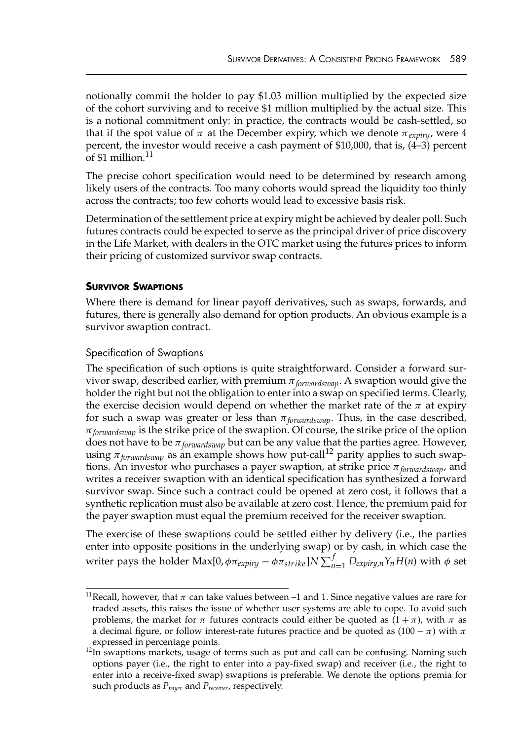notionally commit the holder to pay \$1.03 million multiplied by the expected size of the cohort surviving and to receive \$1 million multiplied by the actual size. This is a notional commitment only: in practice, the contracts would be cash-settled, so that if the spot value of $\pi$ at the December expiry, which we denote $\pi_{expiry}$, were 4 percent, the investor would receive a cash payment of \$10,000, that is, (4–3) percent of \$1 million.[11]

The precise cohort specification would need to be determined by research among likely users of the contracts. Too many cohorts would spread the liquidity too thinly across the contracts; too few cohorts would lead to excessive basis risk.

Determination of the settlement price at expiry might be achieved by dealer poll. Such futures contracts could be expected to serve as the principal driver of price discovery in the Life Market, with dealers in the OTC market using the futures prices to inform their pricing of customized survivor swap contracts.

## Survivor Swaptions

Where there is demand for linear payoff derivatives, such as swaps, forwards, and futures, there is generally also demand for option products. An obvious example is a survivor swaption contract.

### Specification of Swaptions

The specification of such options is quite straightforward. Consider a forward survivor swap, described earlier, with premium $\pi_{forwardswap}$. A swaption would give the holder the right but not the obligation to enter into a swap on specified terms. Clearly, the exercise decision would depend on whether the market rate of the $\pi$ at expiry for such a swap was greater or less than $\pi_{forwardswap}$. Thus, in the case described, $\pi_{forwardswap}$ is the strike price of the swaption. Of course, the strike price of the option does not have to be $\pi_{forwardswap}$ but can be any value that the parties agree. However, using $\pi_{forwardswap}$ as an example shows how put-call[12] parity applies to such swaptions. An investor who purchases a payer swaption, at strike price $\pi_{forwardswap}$, and writes a receiver swaption with an identical specification has synthesized a forward survivor swap. Since such a contract could be opened at zero cost, it follows that a synthetic replication must also be available at zero cost. Hence, the premium paid for the payer swaption must equal the premium received for the receiver swaption.

The exercise of these swaptions could be settled either by delivery (i.e., the parties enter into opposite positions in the underlying swap) or by cash, in which case the writer pays the holder $\text{Max}[0, \phi\pi_{expiry} - \phi\pi_{strike}]N\sum_{n=1}^{f} D_{expiry,n}Y_n H(n)$ with $\phi$ set

---

[11] Recall, however, that $\pi$ can take values between –1 and 1. Since negative values are rare for traded assets, this raises the issue of whether user systems are able to cope. To avoid such problems, the market for $\pi$ futures contracts could either be quoted as $(1 + \pi)$, with $\pi$ as a decimal figure, or follow interest-rate futures practice and be quoted as $(100 - \pi)$ with $\pi$ expressed in percentage points.

[12] In swaptions markets, usage of terms such as put and call can be confusing. Naming such options payer (i.e., the right to enter into a pay-fixed swap) and receiver (i.e., the right to enter into a receive-fixed swap) swaptions is preferable. We denote the options premia for such products as $P_{payer}$ and $P_{receiver}$, respectively.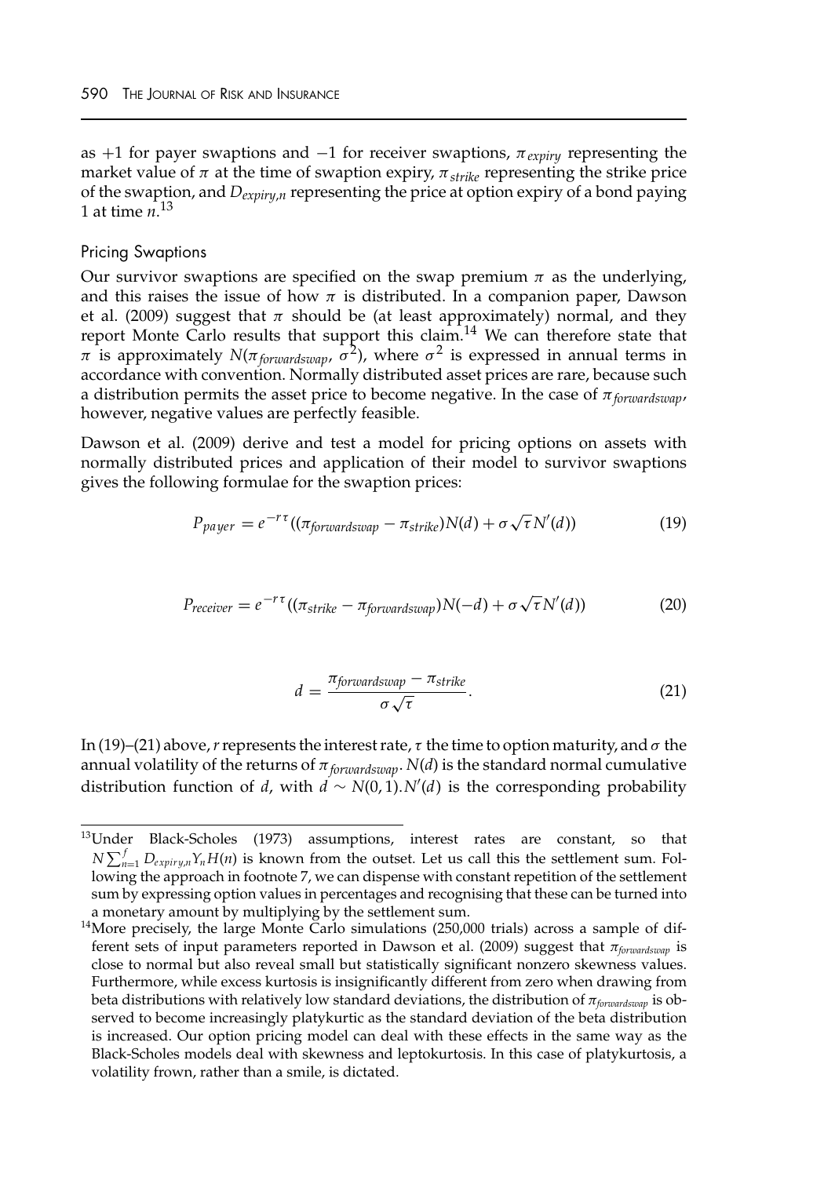as +1 for payer swaptions and −1 for receiver swaptions, $\pi_{expiry}$ representing the market value of $\pi$ at the time of swaption expiry, $\pi_{strike}$ representing the strike price of the swaption, and $D_{expiry,n}$ representing the price at option expiry of a bond paying 1 at time $n$.[13]

### Pricing Swaptions

Our survivor swaptions are specified on the swap premium $\pi$ as the underlying, and this raises the issue of how $\pi$ is distributed. In a companion paper, Dawson et al. (2009) suggest that $\pi$ should be (at least approximately) normal, and they report Monte Carlo results that support this claim.[14] We can therefore state that $\pi$ is approximately $N(\pi_{forwardswap}, \sigma^2)$, where $\sigma^2$ is expressed in annual terms in accordance with convention. Normally distributed asset prices are rare, because such a distribution permits the asset price to become negative. In the case of $\pi_{forwardswap}$, however, negative values are perfectly feasible.

Dawson et al. (2009) derive and test a model for pricing options on assets with normally distributed prices and application of their model to survivor swaptions gives the following formulae for the swaption prices:

$$P_{payer} = e^{-r\tau}((\pi_{forwardswap} - \pi_{strike})N(d) + \sigma\sqrt{\tau}N'(d)) \tag{19}$$

$$P_{receiver} = e^{-r\tau}((\pi_{strike} - \pi_{forwardswap})N(-d) + \sigma\sqrt{\tau}N'(d)) \tag{20}$$

$$d = \frac{\pi_{forwardswap} - \pi_{strike}}{\sigma\sqrt{\tau}}. \tag{21}$$

In (19)–(21) above, $r$ represents the interest rate, $\tau$ the time to option maturity, and $\sigma$ the annual volatility of the returns of $\pi_{forwardswap}$. $N(d)$ is the standard normal cumulative distribution function of $d$, with $d \sim N(0, 1)$. $N'(d)$ is the corresponding probability

---

[13] Under Black-Scholes (1973) assumptions, interest rates are constant, so that $N\sum_{n=1}^{f} D_{expiry,n} Y_n H(n)$ is known from the outset. Let us call this the settlement sum. Following the approach in footnote 7, we can dispense with constant repetition of the settlement sum by expressing option values in percentages and recognising that these can be turned into a monetary amount by multiplying by the settlement sum.

[14] More precisely, the large Monte Carlo simulations (250,000 trials) across a sample of different sets of input parameters reported in Dawson et al. (2009) suggest that $\pi_{forwardswap}$ is close to normal but also reveal small but statistically significant nonzero skewness values. Furthermore, while excess kurtosis is insignificantly different from zero when drawing from beta distributions with relatively low standard deviations, the distribution of $\pi_{forwardswap}$ is observed to become increasingly platykurtic as the standard deviation of the beta distribution is increased. Our option pricing model can deal with these effects in the same way as the Black-Scholes models deal with skewness and leptokurtosis. In this case of platykurtosis, a volatility frown, rather than a smile, is dictated.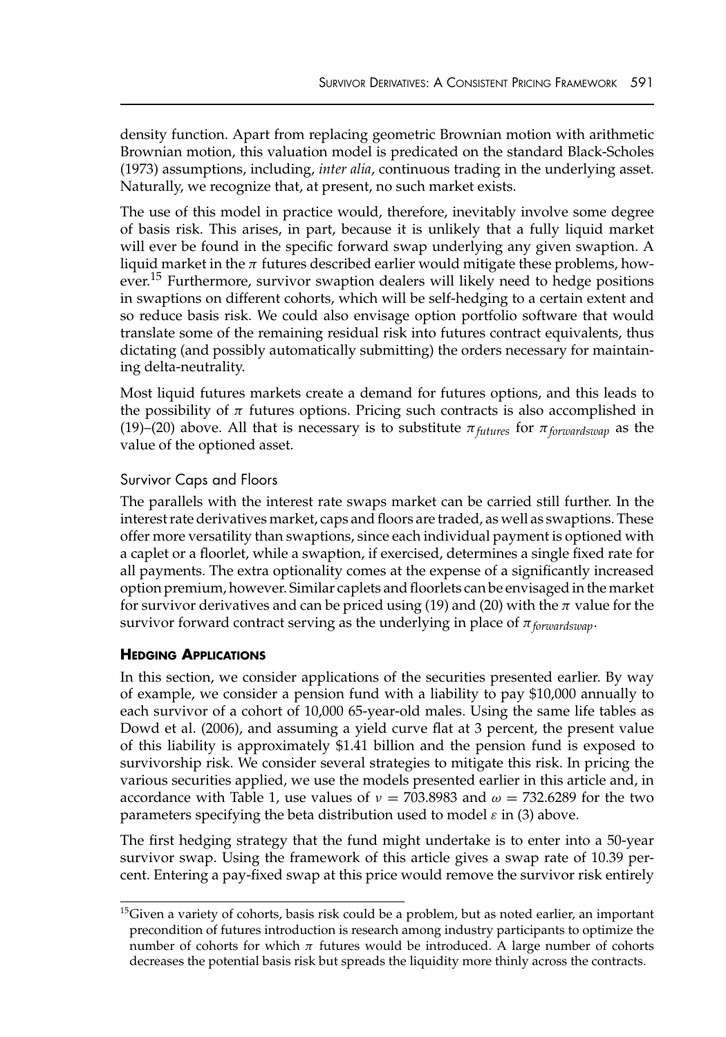density function. Apart from replacing geometric Brownian motion with arithmetic Brownian motion, this valuation model is predicated on the standard Black-Scholes (1973) assumptions, including, *inter alia*, continuous trading in the underlying asset. Naturally, we recognize that, at present, no such market exists.

The use of this model in practice would, therefore, inevitably involve some degree of basis risk. This arises, in part, because it is unlikely that a fully liquid market will ever be found in the specific forward swap underlying any given swaption. A liquid market in the $\pi$ futures described earlier would mitigate these problems, however.[15] Furthermore, survivor swaption dealers will likely need to hedge positions in swaptions on different cohorts, which will be self-hedging to a certain extent and so reduce basis risk. We could also envisage option portfolio software that would translate some of the remaining residual risk into futures contract equivalents, thus dictating (and possibly automatically submitting) the orders necessary for maintaining delta-neutrality.

Most liquid futures markets create a demand for futures options, and this leads to the possibility of $\pi$ futures options. Pricing such contracts is also accomplished in (19)–(20) above. All that is necessary is to substitute $\pi_{futures}$ for $\pi_{forwardswap}$ as the value of the optioned asset.

### Survivor Caps and Floors

The parallels with the interest rate swaps market can be carried still further. In the interest rate derivatives market, caps and floors are traded, as well as swaptions. These offer more versatility than swaptions, since each individual payment is optioned with a caplet or a floorlet, while a swaption, if exercised, determines a single fixed rate for all payments. The extra optionality comes at the expense of a significantly increased option premium, however. Similar caplets and floorlets can be envisaged in the market for survivor derivatives and can be priced using (19) and (20) with the $\pi$ value for the survivor forward contract serving as the underlying in place of $\pi_{forwardswap}$.

## Hedging Applications

In this section, we consider applications of the securities presented earlier. By way of example, we consider a pension fund with a liability to pay \$10,000 annually to each survivor of a cohort of 10,000 65-year-old males. Using the same life tables as Dowd et al. (2006), and assuming a yield curve flat at 3 percent, the present value of this liability is approximately \$1.41 billion and the pension fund is exposed to survivorship risk. We consider several strategies to mitigate this risk. In pricing the various securities applied, we use the models presented earlier in this article and, in accordance with Table 1, use values of $\nu = 703.8983$ and $\omega = 732.6289$ for the two parameters specifying the beta distribution used to model $\varepsilon$ in (3) above.

The first hedging strategy that the fund might undertake is to enter into a 50-year survivor swap. Using the framework of this article gives a swap rate of 10.39 percent. Entering a pay-fixed swap at this price would remove the survivor risk entirely

[15] Given a variety of cohorts, basis risk could be a problem, but as noted earlier, an important precondition of futures introduction is research among industry participants to optimize the number of cohorts for which $\pi$ futures would be introduced. A large number of cohorts decreases the potential basis risk but spreads the liquidity more thinly across the contracts.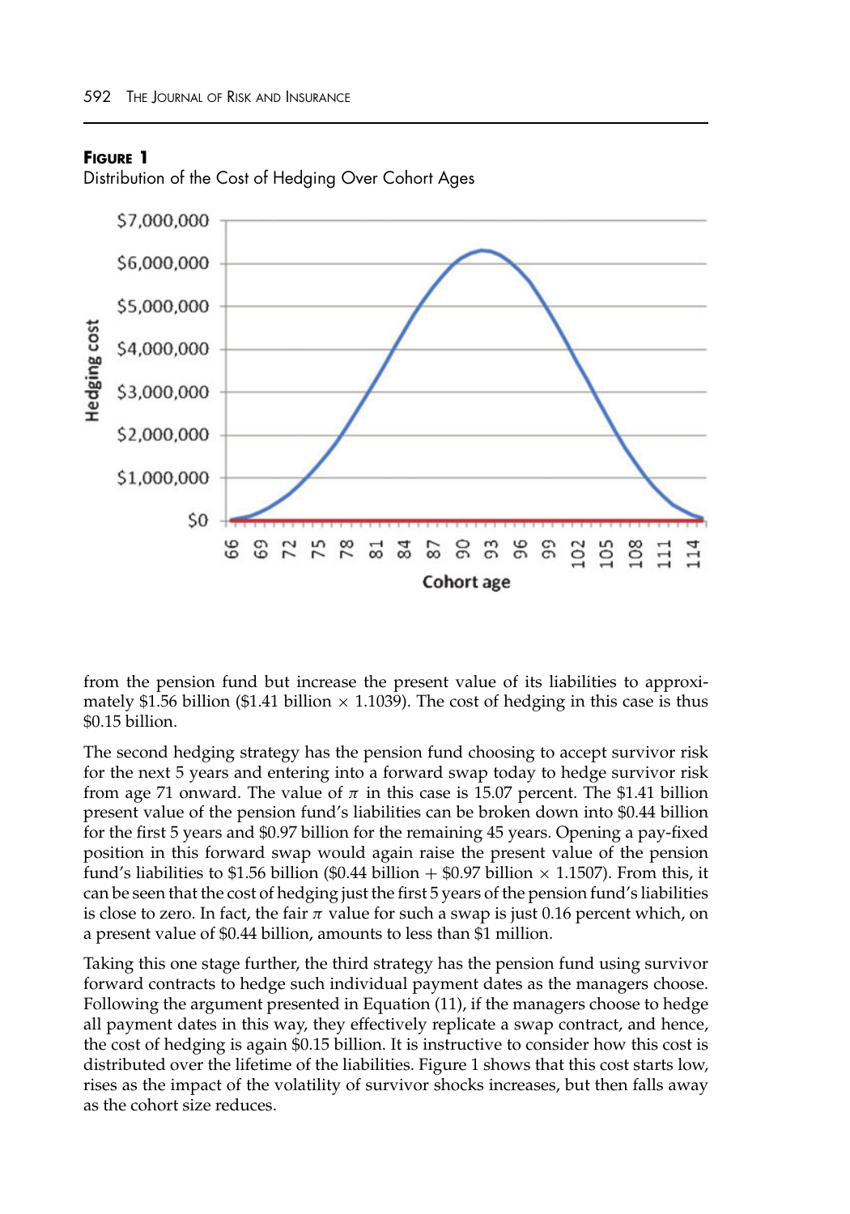**FIGURE 1**
Distribution of the Cost of Hedging Over Cohort Ages

from the pension fund but increase the present value of its liabilities to approximately \$1.56 billion (\$1.41 billion $\times$ 1.1039). The cost of hedging in this case is thus \$0.15 billion.

The second hedging strategy has the pension fund choosing to accept survivor risk for the next 5 years and entering into a forward swap today to hedge survivor risk from age 71 onward. The value of $\pi$ in this case is 15.07 percent. The \$1.41 billion present value of the pension fund's liabilities can be broken down into \$0.44 billion for the first 5 years and \$0.97 billion for the remaining 45 years. Opening a pay-fixed position in this forward swap would again raise the present value of the pension fund's liabilities to \$1.56 billion (\$0.44 billion + \$0.97 billion $\times$ 1.1507). From this, it can be seen that the cost of hedging just the first 5 years of the pension fund's liabilities is close to zero. In fact, the fair $\pi$ value for such a swap is just 0.16 percent which, on a present value of \$0.44 billion, amounts to less than \$1 million.

Taking this one stage further, the third strategy has the pension fund using survivor forward contracts to hedge such individual payment dates as the managers choose. Following the argument presented in Equation (11), if the managers choose to hedge all payment dates in this way, they effectively replicate a swap contract, and hence, the cost of hedging is again \$0.15 billion. It is instructive to consider how this cost is distributed over the lifetime of the liabilities. Figure 1 shows that this cost starts low, rises as the impact of the volatility of survivor shocks increases, but then falls away as the cohort size reduces.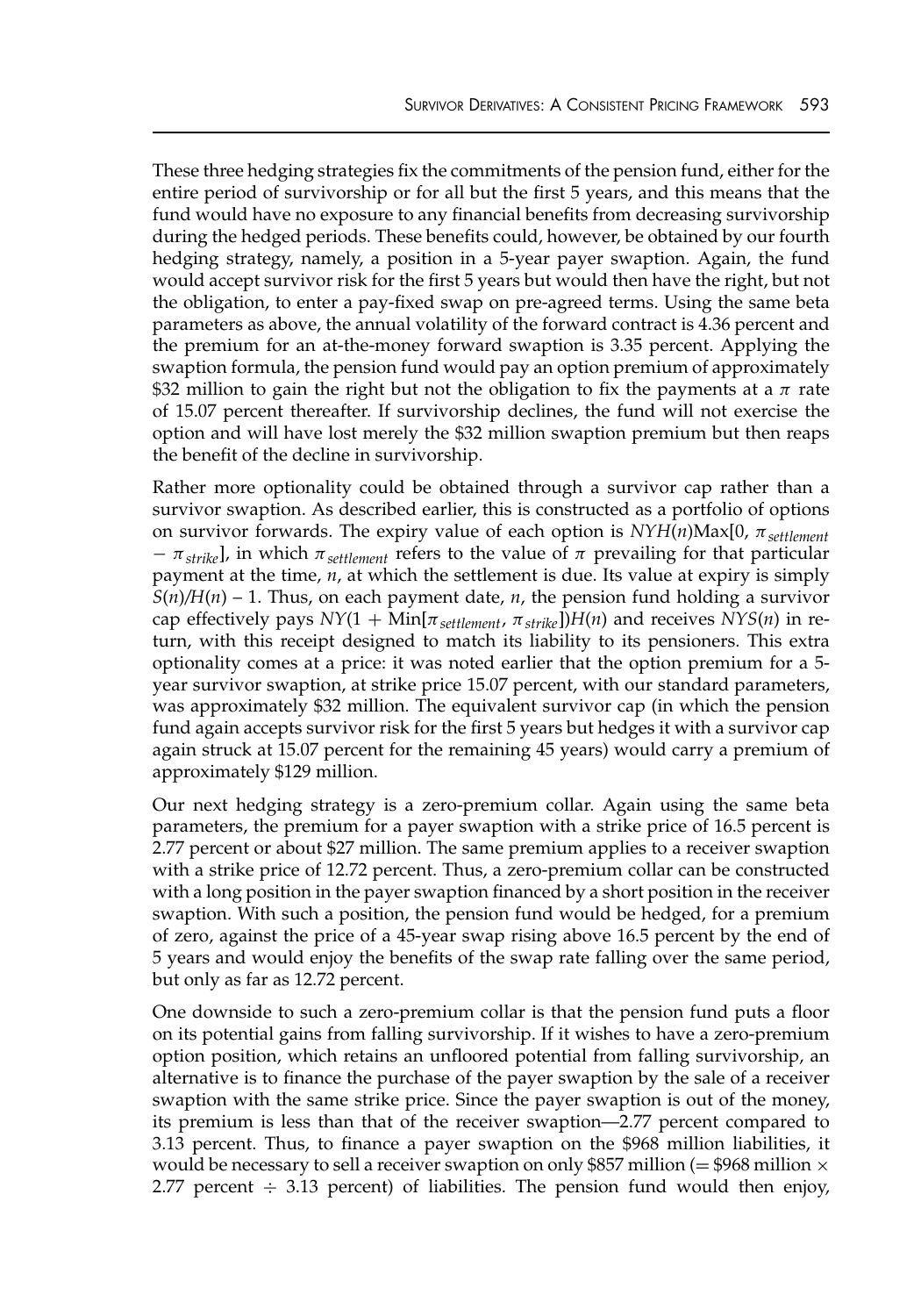These three hedging strategies fix the commitments of the pension fund, either for the entire period of survivorship or for all but the first 5 years, and this means that the fund would have no exposure to any financial benefits from decreasing survivorship during the hedged periods. These benefits could, however, be obtained by our fourth hedging strategy, namely, a position in a 5-year payer swaption. Again, the fund would accept survivor risk for the first 5 years but would then have the right, but not the obligation, to enter a pay-fixed swap on pre-agreed terms. Using the same beta parameters as above, the annual volatility of the forward contract is 4.36 percent and the premium for an at-the-money forward swaption is 3.35 percent. Applying the swaption formula, the pension fund would pay an option premium of approximately \$32 million to gain the right but not the obligation to fix the payments at a $\pi$ rate of 15.07 percent thereafter. If survivorship declines, the fund will not exercise the option and will have lost merely the \$32 million swaption premium but then reaps the benefit of the decline in survivorship.

Rather more optionality could be obtained through a survivor cap rather than a survivor swaption. As described earlier, this is constructed as a portfolio of options on survivor forwards. The expiry value of each option is $NYH(n)\text{Max}[0, \pi_{settlement} - \pi_{strike}]$, in which $\pi_{settlement}$ refers to the value of $\pi$ prevailing for that particular payment at the time, $n$, at which the settlement is due. Its value at expiry is simply $S(n)/H(n) - 1$. Thus, on each payment date, $n$, the pension fund holding a survivor cap effectively pays $NY(1 + \text{Min}[\pi_{settlement}, \pi_{strike}])H(n)$ and receives $NYS(n)$ in return, with this receipt designed to match its liability to its pensioners. This extra optionality comes at a price: it was noted earlier that the option premium for a 5-year survivor swaption, at strike price 15.07 percent, with our standard parameters, was approximately \$32 million. The equivalent survivor cap (in which the pension fund again accepts survivor risk for the first 5 years but hedges it with a survivor cap again struck at 15.07 percent for the remaining 45 years) would carry a premium of approximately \$129 million.

Our next hedging strategy is a zero-premium collar. Again using the same beta parameters, the premium for a payer swaption with a strike price of 16.5 percent is 2.77 percent or about \$27 million. The same premium applies to a receiver swaption with a strike price of 12.72 percent. Thus, a zero-premium collar can be constructed with a long position in the payer swaption financed by a short position in the receiver swaption. With such a position, the pension fund would be hedged, for a premium of zero, against the price of a 45-year swap rising above 16.5 percent by the end of 5 years and would enjoy the benefits of the swap rate falling over the same period, but only as far as 12.72 percent.

One downside to such a zero-premium collar is that the pension fund puts a floor on its potential gains from falling survivorship. If it wishes to have a zero-premium option position, which retains an unfloored potential from falling survivorship, an alternative is to finance the purchase of the payer swaption by the sale of a receiver swaption with the same strike price. Since the payer swaption is out of the money, its premium is less than that of the receiver swaption—2.77 percent compared to 3.13 percent. Thus, to finance a payer swaption on the \$968 million liabilities, it would be necessary to sell a receiver swaption on only \$857 million (= \$968 million $\times$ 2.77 percent $\div$ 3.13 percent) of liabilities. The pension fund would then enjoy,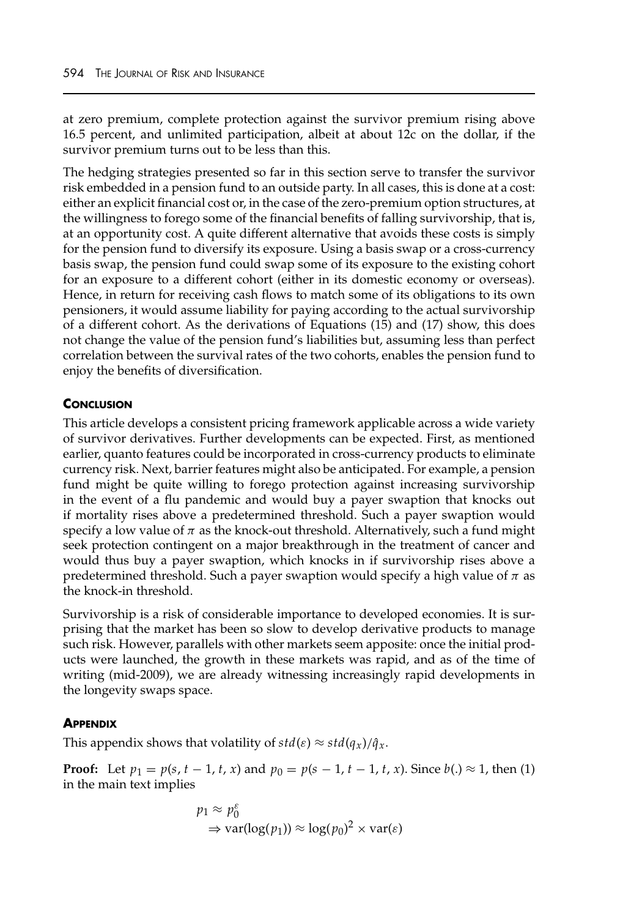at zero premium, complete protection against the survivor premium rising above 16.5 percent, and unlimited participation, albeit at about 12c on the dollar, if the survivor premium turns out to be less than this.

The hedging strategies presented so far in this section serve to transfer the survivor risk embedded in a pension fund to an outside party. In all cases, this is done at a cost: either an explicit financial cost or, in the case of the zero-premium option structures, at the willingness to forego some of the financial benefits of falling survivorship, that is, at an opportunity cost. A quite different alternative that avoids these costs is simply for the pension fund to diversify its exposure. Using a basis swap or a cross-currency basis swap, the pension fund could swap some of its exposure to the existing cohort for an exposure to a different cohort (either in its domestic economy or overseas). Hence, in return for receiving cash flows to match some of its obligations to its own pensioners, it would assume liability for paying according to the actual survivorship of a different cohort. As the derivations of Equations (15) and (17) show, this does not change the value of the pension fund's liabilities but, assuming less than perfect correlation between the survival rates of the two cohorts, enables the pension fund to enjoy the benefits of diversification.

## Conclusion

This article develops a consistent pricing framework applicable across a wide variety of survivor derivatives. Further developments can be expected. First, as mentioned earlier, quanto features could be incorporated in cross-currency products to eliminate currency risk. Next, barrier features might also be anticipated. For example, a pension fund might be quite willing to forego protection against increasing survivorship in the event of a flu pandemic and would buy a payer swaption that knocks out if mortality rises above a predetermined threshold. Such a payer swaption would specify a low value of $\pi$ as the knock-out threshold. Alternatively, such a fund might seek protection contingent on a major breakthrough in the treatment of cancer and would thus buy a payer swaption, which knocks in if survivorship rises above a predetermined threshold. Such a payer swaption would specify a high value of $\pi$ as the knock-in threshold.

Survivorship is a risk of considerable importance to developed economies. It is surprising that the market has been so slow to develop derivative products to manage such risk. However, parallels with other markets seem apposite: once the initial products were launched, the growth in these markets was rapid, and as of the time of writing (mid-2009), we are already witnessing increasingly rapid developments in the longevity swaps space.

## Appendix

This appendix shows that volatility of $std(\varepsilon) \approx std(q_x)/\hat{q}_x$.

**Proof:** Let $p_1 = p(s, t-1, t, x)$ and $p_0 = p(s-1, t-1, t, x)$. Since $b(.) \approx 1$, then (1) in the main text implies

$$
\begin{aligned}
p_1 &\approx p_0^{\varepsilon} \\
&\Rightarrow \operatorname{var}(\log(p_1)) \approx \log(p_0)^2 \times \operatorname{var}(\varepsilon)
\end{aligned}
$$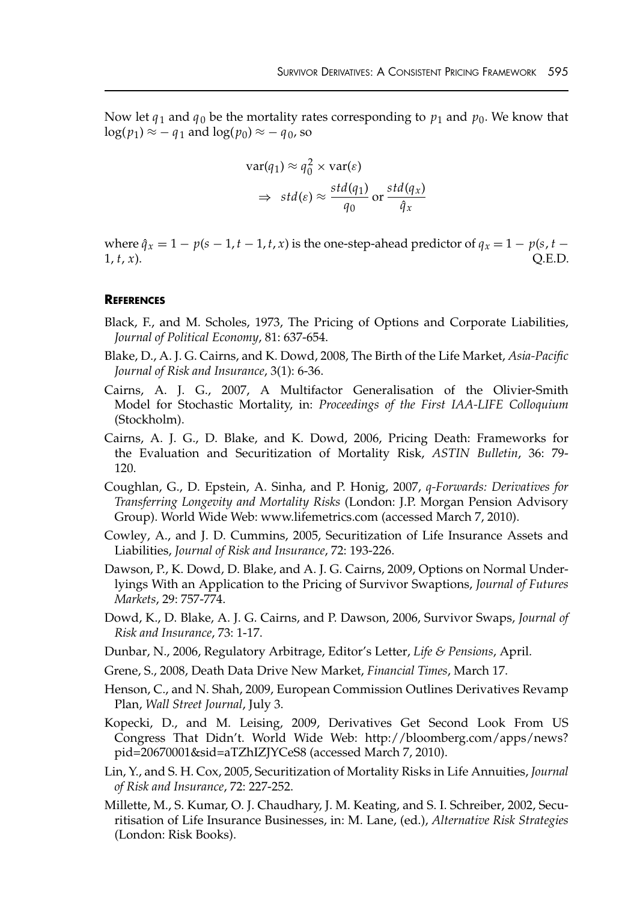Now let $q_1$ and $q_0$ be the mortality rates corresponding to $p_1$ and $p_0$. We know that $\log(p_1) \approx -q_1$ and $\log(p_0) \approx -q_0$, so

$$\text{var}(q_1) \approx q_0^2 \times \text{var}(\varepsilon)$$

$$\Rightarrow \; std(\varepsilon) \approx \frac{std(q_1)}{q_0} \text{ or } \frac{std(q_x)}{\hat{q}_x}$$

where $\hat{q}_x = 1 - p(s-1, t-1, t, x)$ is the one-step-ahead predictor of $q_x = 1 - p(s, t-1, t, x)$. Q.E.D.

## References

Black, F., and M. Scholes, 1973, The Pricing of Options and Corporate Liabilities, *Journal of Political Economy*, 81: 637-654.

Blake, D., A. J. G. Cairns, and K. Dowd, 2008, The Birth of the Life Market, *Asia-Pacific Journal of Risk and Insurance*, 3(1): 6-36.

Cairns, A. J. G., 2007, A Multifactor Generalisation of the Olivier-Smith Model for Stochastic Mortality, in: *Proceedings of the First IAA-LIFE Colloquium* (Stockholm).

Cairns, A. J. G., D. Blake, and K. Dowd, 2006, Pricing Death: Frameworks for the Evaluation and Securitization of Mortality Risk, *ASTIN Bulletin*, 36: 79-120.

Coughlan, G., D. Epstein, A. Sinha, and P. Honig, 2007, *q-Forwards: Derivatives for Transferring Longevity and Mortality Risks* (London: J.P. Morgan Pension Advisory Group). World Wide Web: www.lifemetrics.com (accessed March 7, 2010).

Cowley, A., and J. D. Cummins, 2005, Securitization of Life Insurance Assets and Liabilities, *Journal of Risk and Insurance*, 72: 193-226.

Dawson, P., K. Dowd, D. Blake, and A. J. G. Cairns, 2009, Options on Normal Underlyings With an Application to the Pricing of Survivor Swaptions, *Journal of Futures Markets*, 29: 757-774.

Dowd, K., D. Blake, A. J. G. Cairns, and P. Dawson, 2006, Survivor Swaps, *Journal of Risk and Insurance*, 73: 1-17.

Dunbar, N., 2006, Regulatory Arbitrage, Editor's Letter, *Life & Pensions*, April.

Grene, S., 2008, Death Data Drive New Market, *Financial Times*, March 17.

Henson, C., and N. Shah, 2009, European Commission Outlines Derivatives Revamp Plan, *Wall Street Journal*, July 3.

Kopecki, D., and M. Leising, 2009, Derivatives Get Second Look From US Congress That Didn't. World Wide Web: http://bloomberg.com/apps/news?pid=20670001&sid=aTZhIZJYCeS8 (accessed March 7, 2010).

Lin, Y., and S. H. Cox, 2005, Securitization of Mortality Risks in Life Annuities, *Journal of Risk and Insurance*, 72: 227-252.

Millette, M., S. Kumar, O. J. Chaudhary, J. M. Keating, and S. I. Schreiber, 2002, Securitisation of Life Insurance Businesses, in: M. Lane, (ed.), *Alternative Risk Strategies* (London: Risk Books).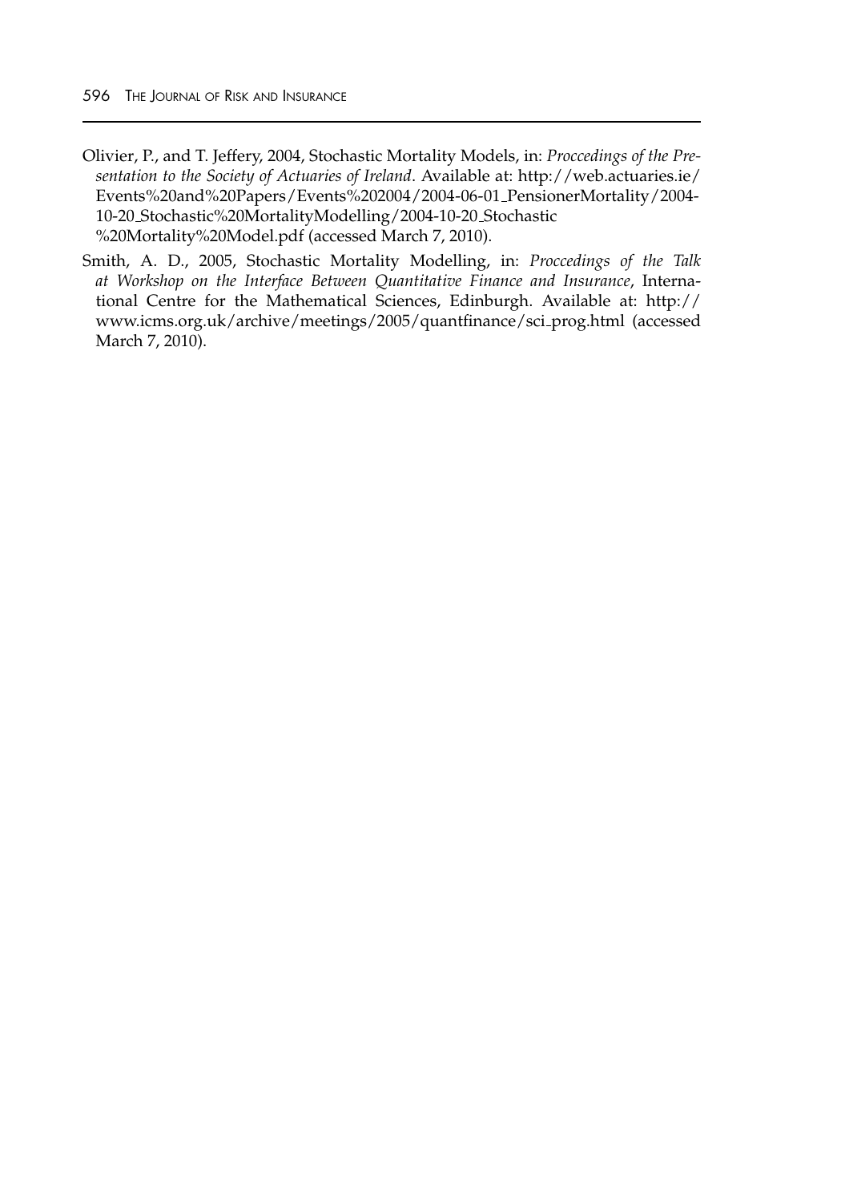Olivier, P., and T. Jeffery, 2004, Stochastic Mortality Models, in: *Proccedings of the Presentation to the Society of Actuaries of Ireland*. Available at: http://web.actuaries.ie/Events%20and%20Papers/Events%202004/2004-06-01_PensionerMortality/2004-10-20_Stochastic%20MortalityModelling/2004-10-20_Stochastic%20Mortality%20Model.pdf (accessed March 7, 2010).

Smith, A. D., 2005, Stochastic Mortality Modelling, in: *Proccedings of the Talk at Workshop on the Interface Between Quantitative Finance and Insurance*, International Centre for the Mathematical Sciences, Edinburgh. Available at: http://www.icms.org.uk/archive/meetings/2005/quantfinance/sci_prog.html (accessed March 7, 2010).